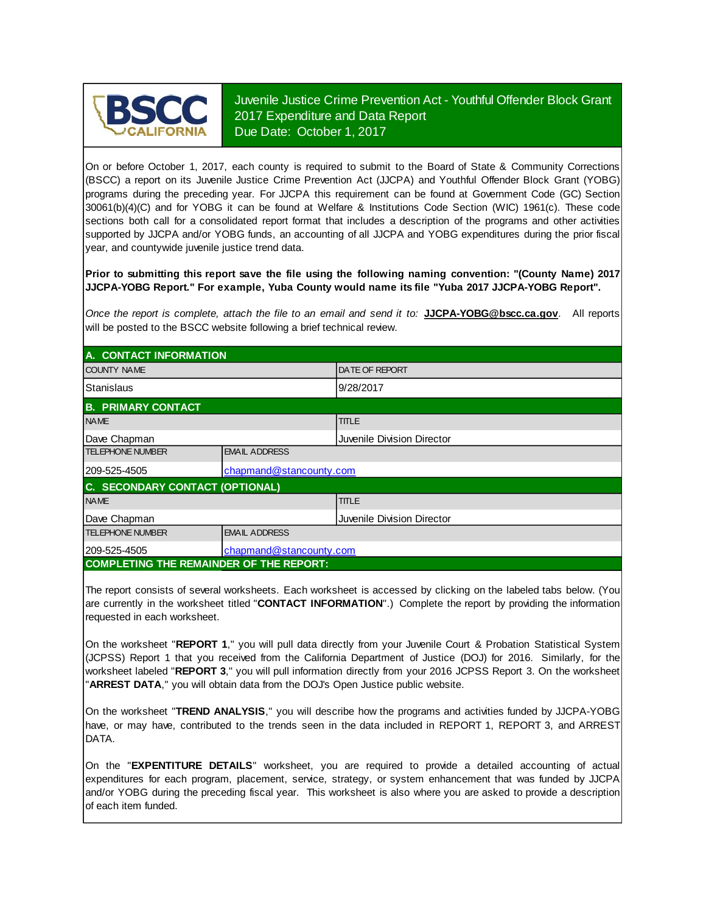BSCC CALIFORNIA

# Juvenile Justice Crime Prevention Act - Youthful Offender Block Grant
## 2017 Expenditure and Data Report
Due Date: October 1, 2017

On or before October 1, 2017, each county is required to submit to the Board of State & Community Corrections (BSCC) a report on its Juvenile Justice Crime Prevention Act (JJCPA) and Youthful Offender Block Grant (YOBG) programs during the preceding year. For JJCPA this requirement can be found at Government Code (GC) Section 30061(b)(4)(C) and for YOBG it can be found at Welfare & Institutions Code Section (WIC) 1961(c). These code sections both call for a consolidated report format that includes a description of the programs and other activities supported by JJCPA and/or YOBG funds, an accounting of all JJCPA and YOBG expenditures during the prior fiscal year, and countywide juvenile justice trend data.

**Prior to submitting this report save the file using the following naming convention: "(County Name) 2017 JJCPA-YOBG Report." For example, Yuba County would name its file "Yuba 2017 JJCPA-YOBG Report".**

*Once the report is complete, attach the file to an email and send it to:* **JJCPA-YOBG@bscc.ca.gov**. All reports will be posted to the BSCC website following a brief technical review.

## A. CONTACT INFORMATION

| COUNTY NAME | DATE OF REPORT |
|---|---|
| Stanislaus | 9/28/2017 |

## B. PRIMARY CONTACT

| NAME | TITLE |
|---|---|
| Dave Chapman | Juvenile Division Director |
| **TELEPHONE NUMBER** | **EMAIL ADDRESS** |
| 209-525-4505 | chapmand@stancounty.com |

## C. SECONDARY CONTACT (OPTIONAL)

| NAME | TITLE |
|---|---|
| Dave Chapman | Juvenile Division Director |
| **TELEPHONE NUMBER** | **EMAIL ADDRESS** |
| 209-525-4505 | chapmand@stancounty.com |

## COMPLETING THE REMAINDER OF THE REPORT:

The report consists of several worksheets. Each worksheet is accessed by clicking on the labeled tabs below. (You are currently in the worksheet titled "**CONTACT INFORMATION**".) Complete the report by providing the information requested in each worksheet.

On the worksheet "**REPORT 1**," you will pull data directly from your Juvenile Court & Probation Statistical System (JCPSS) Report 1 that you received from the California Department of Justice (DOJ) for 2016. Similarly, for the worksheet labeled "**REPORT 3**," you will pull information directly from your 2016 JCPSS Report 3. On the worksheet "**ARREST DATA**," you will obtain data from the DOJ's Open Justice public website.

On the worksheet "**TREND ANALYSIS**," you will describe how the programs and activities funded by JJCPA-YOBG have, or may have, contributed to the trends seen in the data included in REPORT 1, REPORT 3, and ARREST DATA.

On the "**EXPENTITURE DETAILS**" worksheet, you are required to provide a detailed accounting of actual expenditures for each program, placement, service, strategy, or system enhancement that was funded by JJCPA and/or YOBG during the preceding fiscal year. This worksheet is also where you are asked to provide a description of each item funded.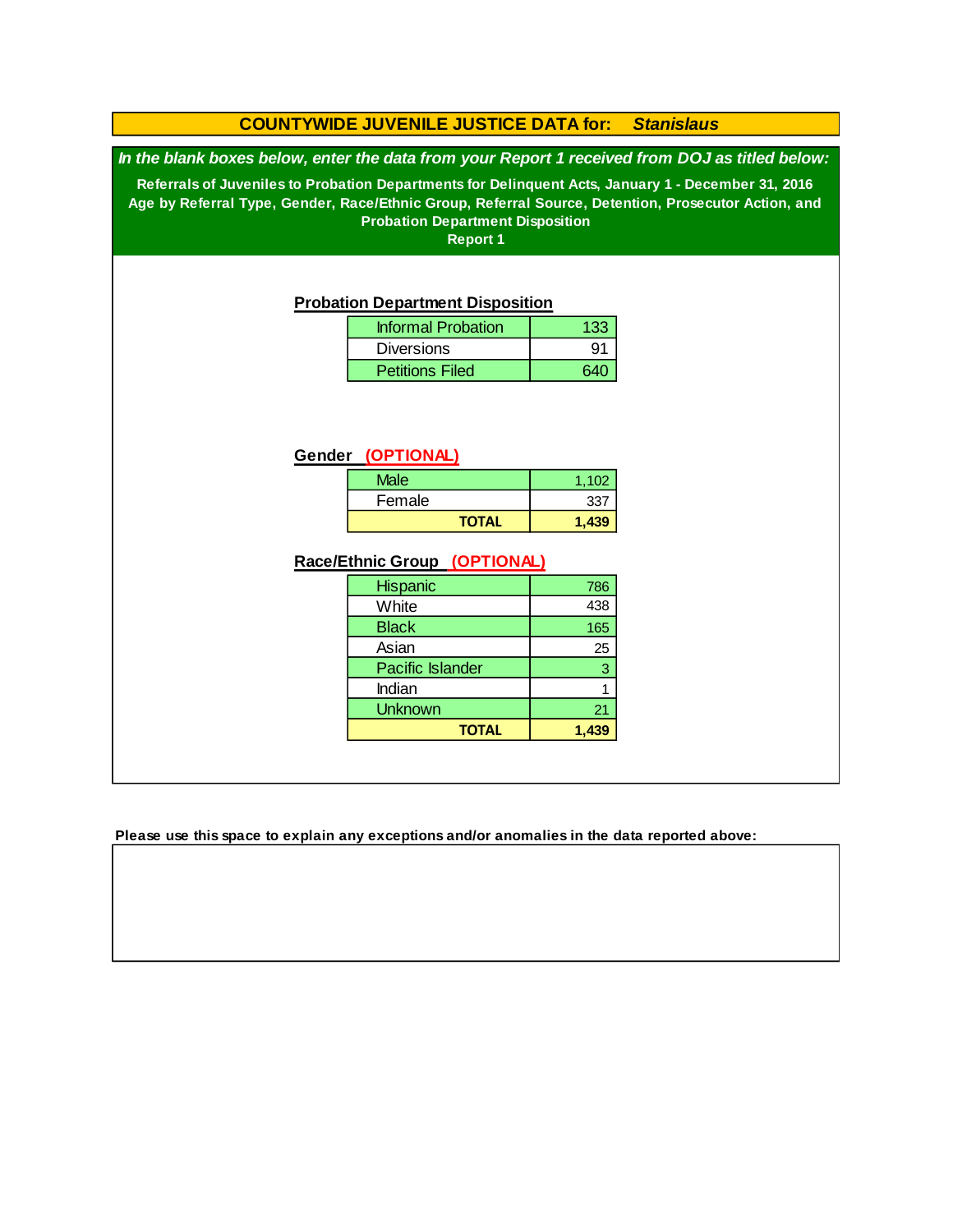# COUNTYWIDE JUVENILE JUSTICE DATA for: *Stanislaus*

***In the blank boxes below, enter the data from your Report 1 received from DOJ as titled below:***

**Referrals of Juveniles to Probation Departments for Delinquent Acts, January 1 - December 31, 2016**
**Age by Referral Type, Gender, Race/Ethnic Group, Referral Source, Detention, Prosecutor Action, and Probation Department Disposition**
**Report 1**

## Probation Department Disposition

| | |
|---|---|
| Informal Probation | 133 |
| Diversions | 91 |
| Petitions Filed | 640 |

## Gender (OPTIONAL)

| | |
|---|---|
| Male | 1,102 |
| Female | 337 |
| **TOTAL** | **1,439** |

## Race/Ethnic Group (OPTIONAL)

| | |
|---|---|
| Hispanic | 786 |
| White | 438 |
| Black | 165 |
| Asian | 25 |
| Pacific Islander | 3 |
| Indian | 1 |
| Unknown | 21 |
| **TOTAL** | **1,439** |

**Please use this space to explain any exceptions and/or anomalies in the data reported above:**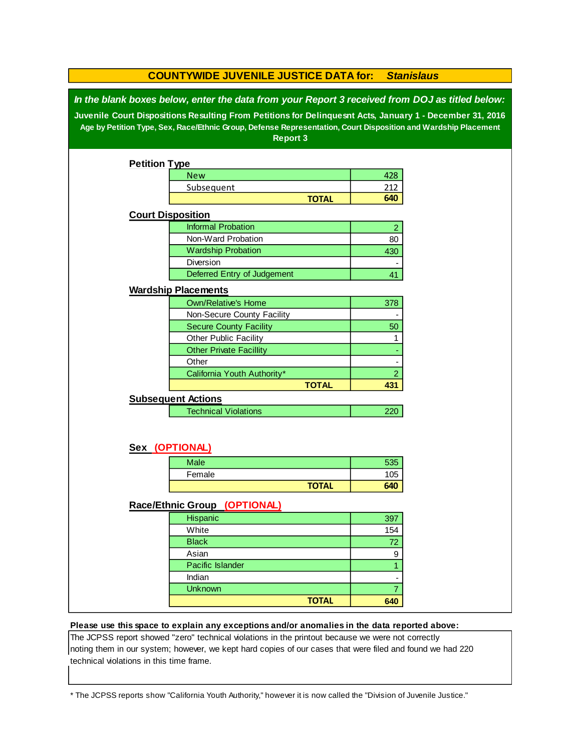# COUNTYWIDE JUVENILE JUSTICE DATA for: *Stanislaus*

***In the blank boxes below, enter the data from your Report 3 received from DOJ as titled below:***

**Juvenile Court Dispositions Resulting From Petitions for Delinquesnt Acts, January 1 - December 31, 2016**

**Age by Petition Type, Sex, Race/Ethnic Group, Defense Representation, Court Disposition and Wardship Placement**

**Report 3**

## Petition Type

| | |
|---|---|
| New | 428 |
| Subsequent | 212 |
| **TOTAL** | **640** |

## Court Disposition

| | |
|---|---|
| Informal Probation | 2 |
| Non-Ward Probation | 80 |
| Wardship Probation | 430 |
| Diversion | - |
| Deferred Entry of Judgement | 41 |

## Wardship Placements

| | |
|---|---|
| Own/Relative's Home | 378 |
| Non-Secure County Facility | - |
| Secure County Facility | 50 |
| Other Public Facility | 1 |
| Other Private Facillity | - |
| Other | - |
| California Youth Authority* | 2 |
| **TOTAL** | **431** |

## Subsequent Actions

| | |
|---|---|
| Technical Violations | 220 |

## Sex (OPTIONAL)

| | |
|---|---|
| Male | 535 |
| Female | 105 |
| **TOTAL** | **640** |

## Race/Ethnic Group (OPTIONAL)

| | |
|---|---|
| Hispanic | 397 |
| White | 154 |
| Black | 72 |
| Asian | 9 |
| Pacific Islander | 1 |
| Indian | - |
| Unknown | 7 |
| **TOTAL** | **640** |

**Please use this space to explain any exceptions and/or anomalies in the data reported above:**

The JCPSS report showed "zero" technical violations in the printout because we were not correctly noting them in our system; however, we kept hard copies of our cases that were filed and found we had 220 technical violations in this time frame.

* The JCPSS reports show "California Youth Authority," however it is now called the "Division of Juvenile Justice."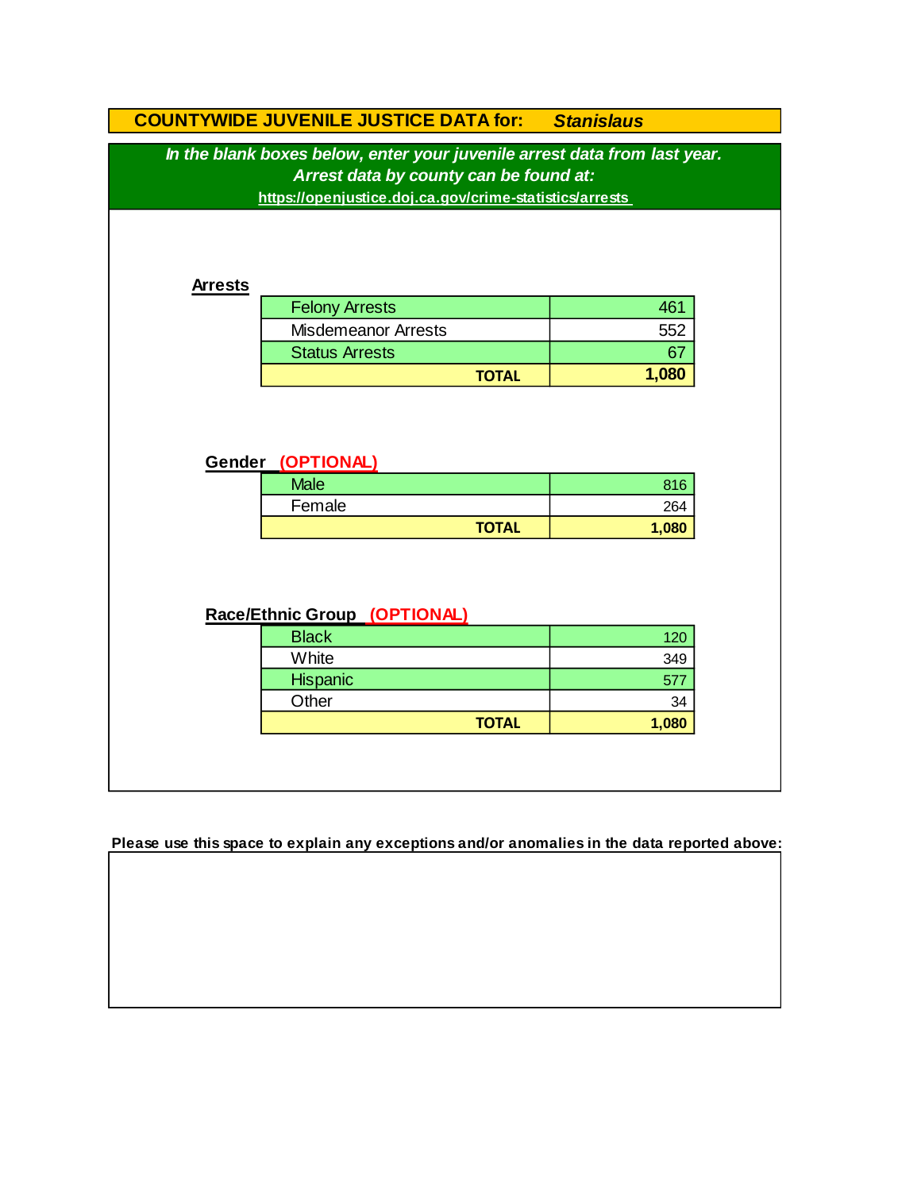## COUNTYWIDE JUVENILE JUSTICE DATA for: *Stanislaus*

***In the blank boxes below, enter your juvenile arrest data from last year.***
***Arrest data by county can be found at:***
**https://openjustice.doj.ca.gov/crime-statistics/arrests**

### Arrests

| | |
|---|---|
| Felony Arrests | 461 |
| Misdemeanor Arrests | 552 |
| Status Arrests | 67 |
| **TOTAL** | **1,080** |

### Gender (OPTIONAL)

| | |
|---|---|
| Male | 816 |
| Female | 264 |
| **TOTAL** | **1,080** |

### Race/Ethnic Group (OPTIONAL)

| | |
|---|---|
| Black | 120 |
| White | 349 |
| Hispanic | 577 |
| Other | 34 |
| **TOTAL** | **1,080** |

**Please use this space to explain any exceptions and/or anomalies in the data reported above:**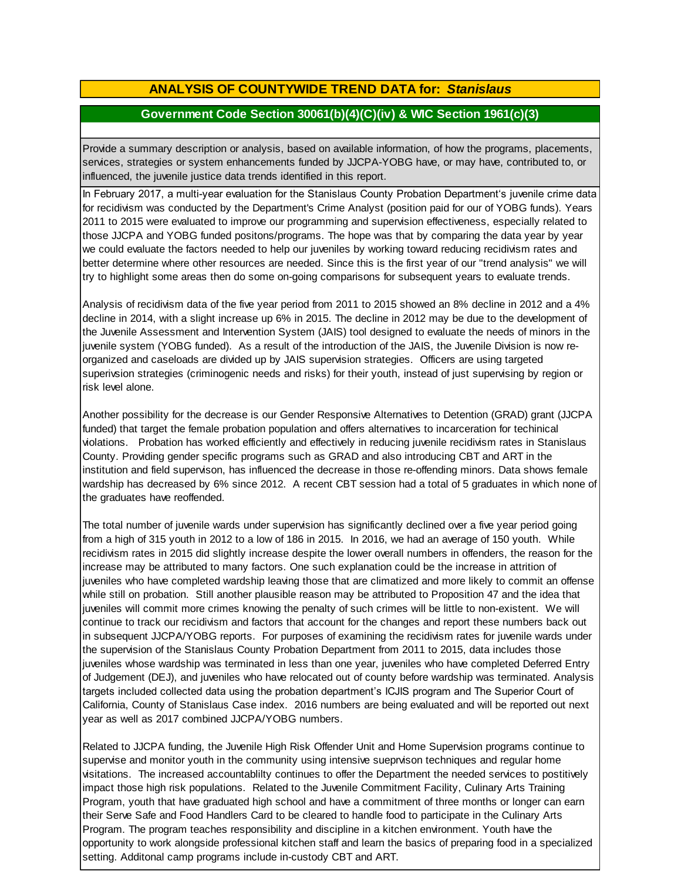## ANALYSIS OF COUNTYWIDE TREND DATA for: *Stanislaus*

### Government Code Section 30061(b)(4)(C)(iv) & WIC Section 1961(c)(3)

Provide a summary description or analysis, based on available information, of how the programs, placements, services, strategies or system enhancements funded by JJCPA-YOBG have, or may have, contributed to, or influenced, the juvenile justice data trends identified in this report.

In February 2017, a multi-year evaluation for the Stanislaus County Probation Department's juvenile crime data for recidivism was conducted by the Department's Crime Analyst (position paid for our of YOBG funds). Years 2011 to 2015 were evaluated to improve our programming and supervision effectiveness, especially related to those JJCPA and YOBG funded positons/programs. The hope was that by comparing the data year by year we could evaluate the factors needed to help our juveniles by working toward reducing recidivism rates and better determine where other resources are needed. Since this is the first year of our "trend analysis" we will try to highlight some areas then do some on-going comparisons for subsequent years to evaluate trends.

Analysis of recidivism data of the five year period from 2011 to 2015 showed an 8% decline in 2012 and a 4% decline in 2014, with a slight increase up 6% in 2015. The decline in 2012 may be due to the development of the Juvenile Assessment and Intervention System (JAIS) tool designed to evaluate the needs of minors in the juvenile system (YOBG funded). As a result of the introduction of the JAIS, the Juvenile Division is now re-organized and caseloads are divided up by JAIS supervision strategies. Officers are using targeted superivsion strategies (criminogenic needs and risks) for their youth, instead of just supervising by region or risk level alone.

Another possibility for the decrease is our Gender Responsive Alternatives to Detention (GRAD) grant (JJCPA funded) that target the female probation population and offers alternatives to incarceration for techinical violations. Probation has worked efficiently and effectively in reducing juvenile recidivism rates in Stanislaus County. Providing gender specific programs such as GRAD and also introducing CBT and ART in the institution and field supervison, has influenced the decrease in those re-offending minors. Data shows female wardship has decreased by 6% since 2012. A recent CBT session had a total of 5 graduates in which none of the graduates have reoffended.

The total number of juvenile wards under supervision has significantly declined over a five year period going from a high of 315 youth in 2012 to a low of 186 in 2015. In 2016, we had an average of 150 youth. While recidivism rates in 2015 did slightly increase despite the lower overall numbers in offenders, the reason for the increase may be attributed to many factors. One such explanation could be the increase in attrition of juveniles who have completed wardship leaving those that are climatized and more likely to commit an offense while still on probation. Still another plausible reason may be attributed to Proposition 47 and the idea that juveniles will commit more crimes knowing the penalty of such crimes will be little to non-existent. We will continue to track our recidivism and factors that account for the changes and report these numbers back out in subsequent JJCPA/YOBG reports. For purposes of examining the recidivism rates for juvenile wards under the supervision of the Stanislaus County Probation Department from 2011 to 2015, data includes those juveniles whose wardship was terminated in less than one year, juveniles who have completed Deferred Entry of Judgement (DEJ), and juveniles who have relocated out of county before wardship was terminated. Analysis targets included collected data using the probation department's ICJIS program and The Superior Court of California, County of Stanislaus Case index. 2016 numbers are being evaluated and will be reported out next year as well as 2017 combined JJCPA/YOBG numbers.

Related to JJCPA funding, the Juvenile High Risk Offender Unit and Home Supervision programs continue to supervise and monitor youth in the community using intensive sueprvison techniques and regular home visitations. The increased accountablilty continues to offer the Department the needed services to postitively impact those high risk populations. Related to the Juvenile Commitment Facility, Culinary Arts Training Program, youth that have graduated high school and have a commitment of three months or longer can earn their Serve Safe and Food Handlers Card to be cleared to handle food to participate in the Culinary Arts Program. The program teaches responsibility and discipline in a kitchen environment. Youth have the opportunity to work alongside professional kitchen staff and learn the basics of preparing food in a specialized setting. Additonal camp programs include in-custody CBT and ART.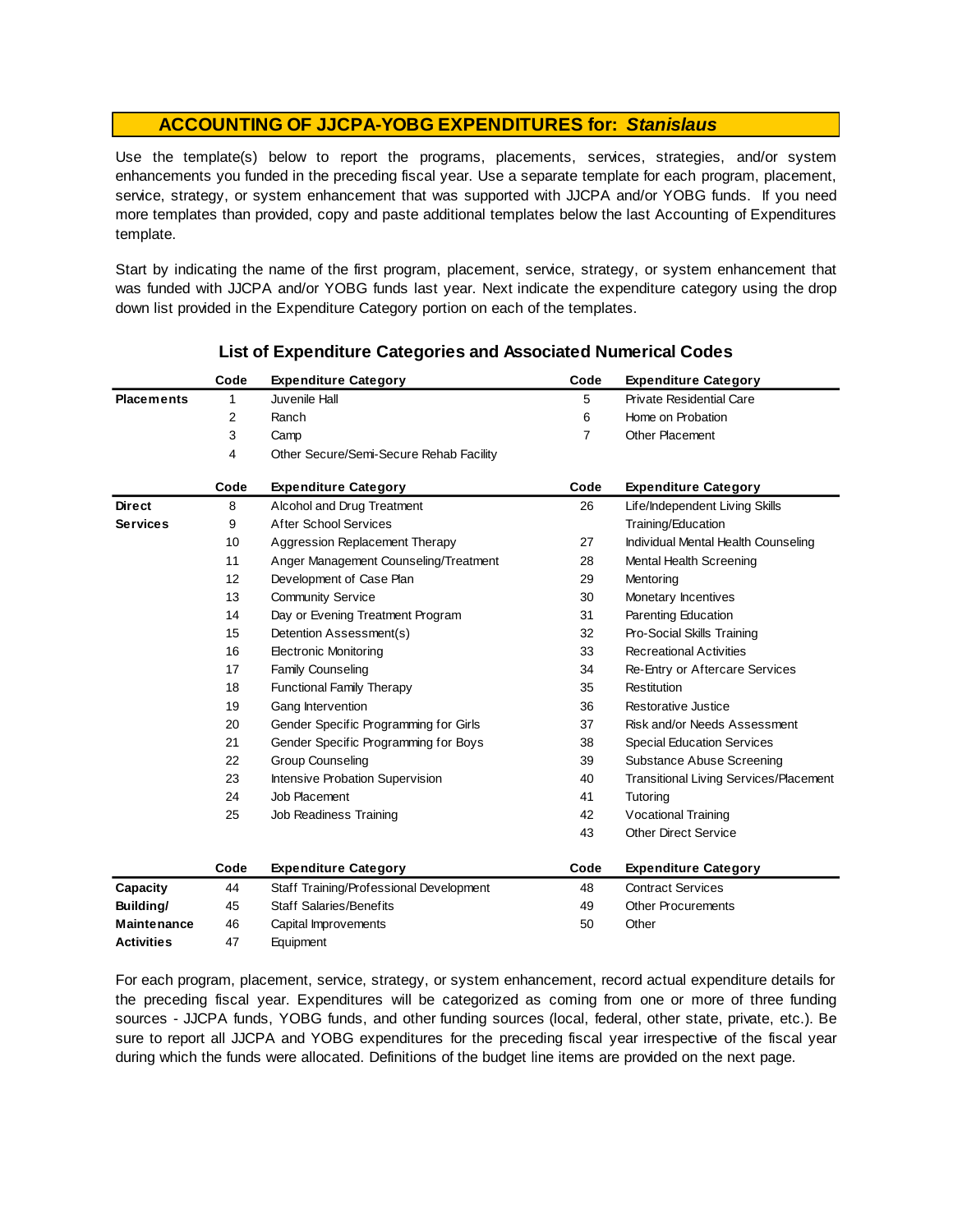# ACCOUNTING OF JJCPA-YOBG EXPENDITURES for: *Stanislaus*

Use the template(s) below to report the programs, placements, services, strategies, and/or system enhancements you funded in the preceding fiscal year. Use a separate template for each program, placement, service, strategy, or system enhancement that was supported with JJCPA and/or YOBG funds. If you need more templates than provided, copy and paste additional templates below the last Accounting of Expenditures template.

Start by indicating the name of the first program, placement, service, strategy, or system enhancement that was funded with JJCPA and/or YOBG funds last year. Next indicate the expenditure category using the drop down list provided in the Expenditure Category portion on each of the templates.

## List of Expenditure Categories and Associated Numerical Codes

| | Code | Expenditure Category | Code | Expenditure Category |
|---|---|---|---|---|
| **Placements** | 1 | Juvenile Hall | 5 | Private Residential Care |
| | 2 | Ranch | 6 | Home on Probation |
| | 3 | Camp | 7 | Other Placement |
| | 4 | Other Secure/Semi-Secure Rehab Facility | | |

| | Code | Expenditure Category | Code | Expenditure Category |
|---|---|---|---|---|
| **Direct Services** | 8 | Alcohol and Drug Treatment | 26 | Life/Independent Living Skills Training/Education |
| | 9 | After School Services | | |
| | 10 | Aggression Replacement Therapy | 27 | Individual Mental Health Counseling |
| | 11 | Anger Management Counseling/Treatment | 28 | Mental Health Screening |
| | 12 | Development of Case Plan | 29 | Mentoring |
| | 13 | Community Service | 30 | Monetary Incentives |
| | 14 | Day or Evening Treatment Program | 31 | Parenting Education |
| | 15 | Detention Assessment(s) | 32 | Pro-Social Skills Training |
| | 16 | Electronic Monitoring | 33 | Recreational Activities |
| | 17 | Family Counseling | 34 | Re-Entry or Aftercare Services |
| | 18 | Functional Family Therapy | 35 | Restitution |
| | 19 | Gang Intervention | 36 | Restorative Justice |
| | 20 | Gender Specific Programming for Girls | 37 | Risk and/or Needs Assessment |
| | 21 | Gender Specific Programming for Boys | 38 | Special Education Services |
| | 22 | Group Counseling | 39 | Substance Abuse Screening |
| | 23 | Intensive Probation Supervision | 40 | Transitional Living Services/Placement |
| | 24 | Job Placement | 41 | Tutoring |
| | 25 | Job Readiness Training | 42 | Vocational Training |
| | | | 43 | Other Direct Service |

| | Code | Expenditure Category | Code | Expenditure Category |
|---|---|---|---|---|
| **Capacity Building/ Maintenance Activities** | 44 | Staff Training/Professional Development | 48 | Contract Services |
| | 45 | Staff Salaries/Benefits | 49 | Other Procurements |
| | 46 | Capital Improvements | 50 | Other |
| | 47 | Equipment | | |

For each program, placement, service, strategy, or system enhancement, record actual expenditure details for the preceding fiscal year. Expenditures will be categorized as coming from one or more of three funding sources - JJCPA funds, YOBG funds, and other funding sources (local, federal, other state, private, etc.). Be sure to report all JJCPA and YOBG expenditures for the preceding fiscal year irrespective of the fiscal year during which the funds were allocated. Definitions of the budget line items are provided on the next page.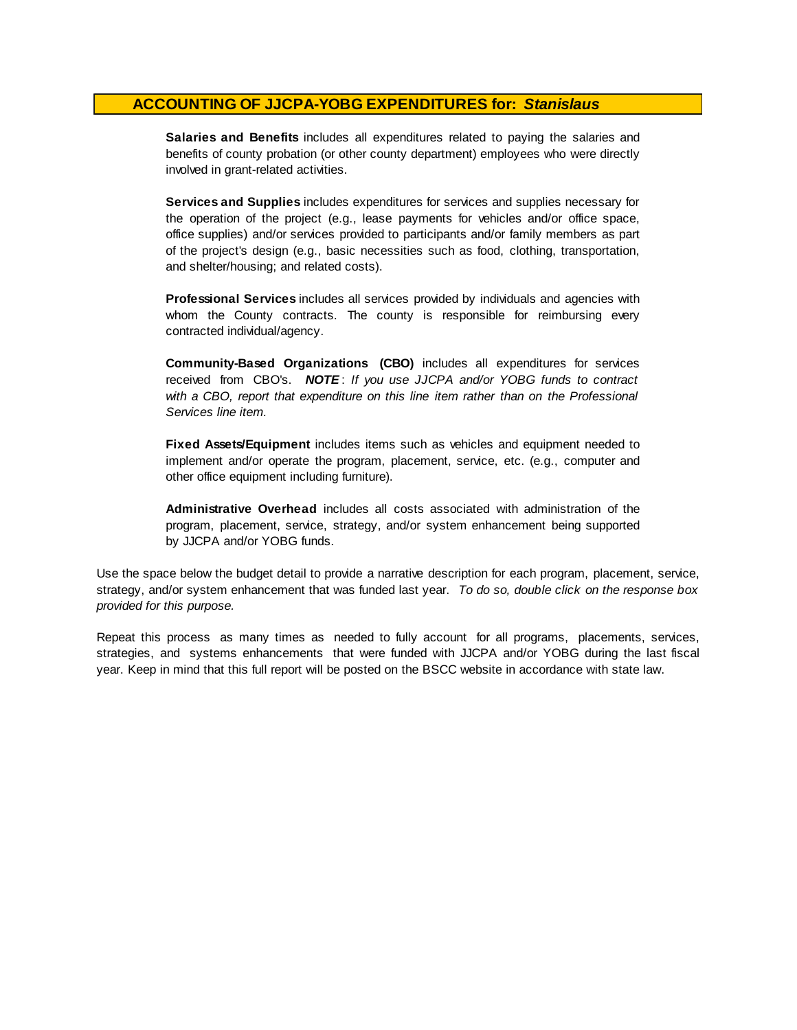## ACCOUNTING OF JJCPA-YOBG EXPENDITURES for: *Stanislaus*

**Salaries and Benefits** includes all expenditures related to paying the salaries and benefits of county probation (or other county department) employees who were directly involved in grant-related activities.

**Services and Supplies** includes expenditures for services and supplies necessary for the operation of the project (e.g., lease payments for vehicles and/or office space, office supplies) and/or services provided to participants and/or family members as part of the project's design (e.g., basic necessities such as food, clothing, transportation, and shelter/housing; and related costs).

**Professional Services** includes all services provided by individuals and agencies with whom the County contracts. The county is responsible for reimbursing every contracted individual/agency.

**Community-Based Organizations (CBO)** includes all expenditures for services received from CBO's. ***NOTE***: *If you use JJCPA and/or YOBG funds to contract with a CBO, report that expenditure on this line item rather than on the Professional Services line item.*

**Fixed Assets/Equipment** includes items such as vehicles and equipment needed to implement and/or operate the program, placement, service, etc. (e.g., computer and other office equipment including furniture).

**Administrative Overhead** includes all costs associated with administration of the program, placement, service, strategy, and/or system enhancement being supported by JJCPA and/or YOBG funds.

Use the space below the budget detail to provide a narrative description for each program, placement, service, strategy, and/or system enhancement that was funded last year. *To do so, double click on the response box provided for this purpose.*

Repeat this process as many times as needed to fully account for all programs, placements, services, strategies, and systems enhancements that were funded with JJCPA and/or YOBG during the last fiscal year. Keep in mind that this full report will be posted on the BSCC website in accordance with state law.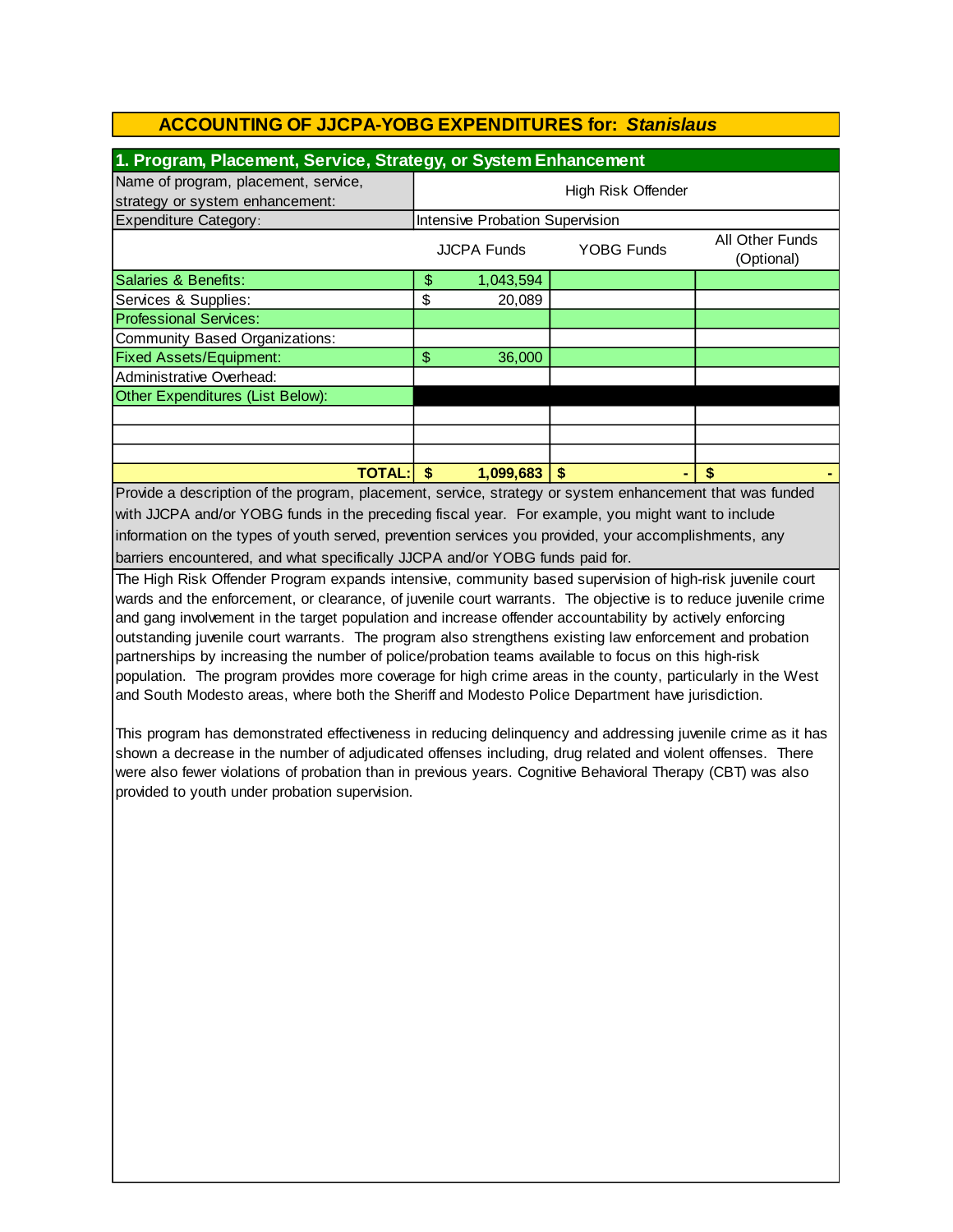## ACCOUNTING OF JJCPA-YOBG EXPENDITURES for: *Stanislaus*

### 1. Program, Placement, Service, Strategy, or System Enhancement

| Name of program, placement, service, strategy or system enhancement: | High Risk Offender | | |
|---|---|---|---|
| Expenditure Category: | Intensive Probation Supervision | | |
| | JJCPA Funds | YOBG Funds | All Other Funds (Optional) |
| Salaries & Benefits: | $ 1,043,594 | | |
| Services & Supplies: | $ 20,089 | | |
| Professional Services: | | | |
| Community Based Organizations: | | | |
| Fixed Assets/Equipment: | $ 36,000 | | |
| Administrative Overhead: | | | |
| Other Expenditures (List Below): | | | |
| | | | |
| | | | |
| | | | |
| **TOTAL:** | **$ 1,099,683** | **$ -** | **$ -** |

Provide a description of the program, placement, service, strategy or system enhancement that was funded with JJCPA and/or YOBG funds in the preceding fiscal year. For example, you might want to include information on the types of youth served, prevention services you provided, your accomplishments, any barriers encountered, and what specifically JJCPA and/or YOBG funds paid for.

The High Risk Offender Program expands intensive, community based supervision of high-risk juvenile court wards and the enforcement, or clearance, of juvenile court warrants. The objective is to reduce juvenile crime and gang involvement in the target population and increase offender accountability by actively enforcing outstanding juvenile court warrants. The program also strengthens existing law enforcement and probation partnerships by increasing the number of police/probation teams available to focus on this high-risk population. The program provides more coverage for high crime areas in the county, particularly in the West and South Modesto areas, where both the Sheriff and Modesto Police Department have jurisdiction.

This program has demonstrated effectiveness in reducing delinquency and addressing juvenile crime as it has shown a decrease in the number of adjudicated offenses including, drug related and violent offenses. There were also fewer violations of probation than in previous years. Cognitive Behavioral Therapy (CBT) was also provided to youth under probation supervision.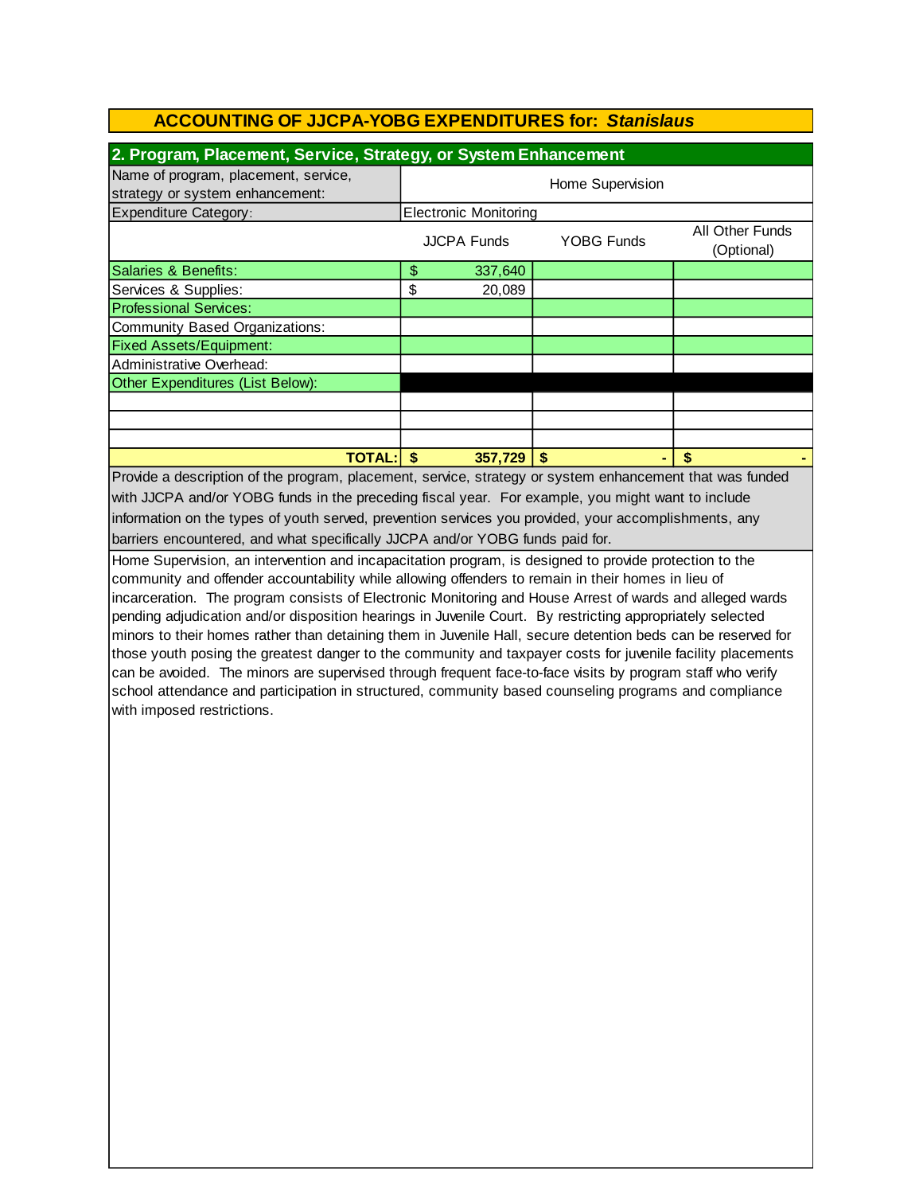## ACCOUNTING OF JJCPA-YOBG EXPENDITURES for: *Stanislaus*

### 2. Program, Placement, Service, Strategy, or System Enhancement

| Name of program, placement, service, strategy or system enhancement: | Home Supervision | | |
|---|---|---|---|
| Expenditure Category: | Electronic Monitoring | | |
| | JJCPA Funds | YOBG Funds | All Other Funds (Optional) |
| Salaries & Benefits: | $ 337,640 | | |
| Services & Supplies: | $ 20,089 | | |
| Professional Services: | | | |
| Community Based Organizations: | | | |
| Fixed Assets/Equipment: | | | |
| Administrative Overhead: | | | |
| Other Expenditures (List Below): | | | |
| | | | |
| | | | |
| | | | |
| **TOTAL:** | **$ 357,729** | **$ -** | **$ -** |

Provide a description of the program, placement, service, strategy or system enhancement that was funded with JJCPA and/or YOBG funds in the preceding fiscal year. For example, you might want to include information on the types of youth served, prevention services you provided, your accomplishments, any barriers encountered, and what specifically JJCPA and/or YOBG funds paid for.

Home Supervision, an intervention and incapacitation program, is designed to provide protection to the community and offender accountability while allowing offenders to remain in their homes in lieu of incarceration. The program consists of Electronic Monitoring and House Arrest of wards and alleged wards pending adjudication and/or disposition hearings in Juvenile Court. By restricting appropriately selected minors to their homes rather than detaining them in Juvenile Hall, secure detention beds can be reserved for those youth posing the greatest danger to the community and taxpayer costs for juvenile facility placements can be avoided. The minors are supervised through frequent face-to-face visits by program staff who verify school attendance and participation in structured, community based counseling programs and compliance with imposed restrictions.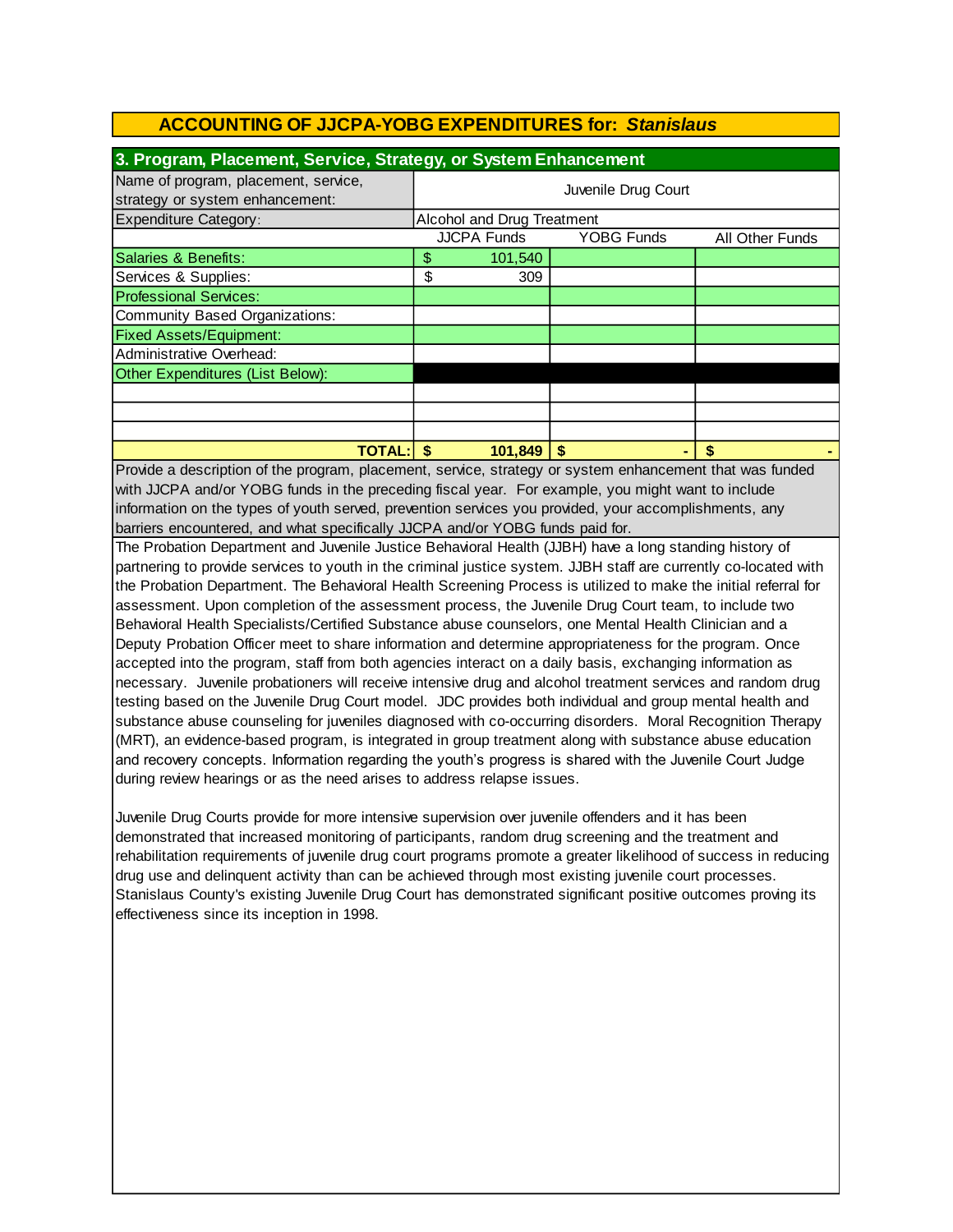# ACCOUNTING OF JJCPA-YOBG EXPENDITURES for: *Stanislaus*

## 3. Program, Placement, Service, Strategy, or System Enhancement

| Name of program, placement, service, strategy or system enhancement: | Juvenile Drug Court | | |
|---|---|---|---|
| Expenditure Category: | Alcohol and Drug Treatment | | |
| | JJCPA Funds | YOBG Funds | All Other Funds |
| Salaries & Benefits: | $ 101,540 | | |
| Services & Supplies: | $ 309 | | |
| Professional Services: | | | |
| Community Based Organizations: | | | |
| Fixed Assets/Equipment: | | | |
| Administrative Overhead: | | | |
| Other Expenditures (List Below): | | | |
| | | | |
| | | | |
| | | | |
| **TOTAL:** | **$ 101,849** | **$ -** | **$ -** |

Provide a description of the program, placement, service, strategy or system enhancement that was funded with JJCPA and/or YOBG funds in the preceding fiscal year. For example, you might want to include information on the types of youth served, prevention services you provided, your accomplishments, any barriers encountered, and what specifically JJCPA and/or YOBG funds paid for.

The Probation Department and Juvenile Justice Behavioral Health (JJBH) have a long standing history of partnering to provide services to youth in the criminal justice system. JJBH staff are currently co-located with the Probation Department. The Behavioral Health Screening Process is utilized to make the initial referral for assessment. Upon completion of the assessment process, the Juvenile Drug Court team, to include two Behavioral Health Specialists/Certified Substance abuse counselors, one Mental Health Clinician and a Deputy Probation Officer meet to share information and determine appropriateness for the program. Once accepted into the program, staff from both agencies interact on a daily basis, exchanging information as necessary. Juvenile probationers will receive intensive drug and alcohol treatment services and random drug testing based on the Juvenile Drug Court model. JDC provides both individual and group mental health and substance abuse counseling for juveniles diagnosed with co-occurring disorders. Moral Recognition Therapy (MRT), an evidence-based program, is integrated in group treatment along with substance abuse education and recovery concepts. Information regarding the youth's progress is shared with the Juvenile Court Judge during review hearings or as the need arises to address relapse issues.

Juvenile Drug Courts provide for more intensive supervision over juvenile offenders and it has been demonstrated that increased monitoring of participants, random drug screening and the treatment and rehabilitation requirements of juvenile drug court programs promote a greater likelihood of success in reducing drug use and delinquent activity than can be achieved through most existing juvenile court processes. Stanislaus County's existing Juvenile Drug Court has demonstrated significant positive outcomes proving its effectiveness since its inception in 1998.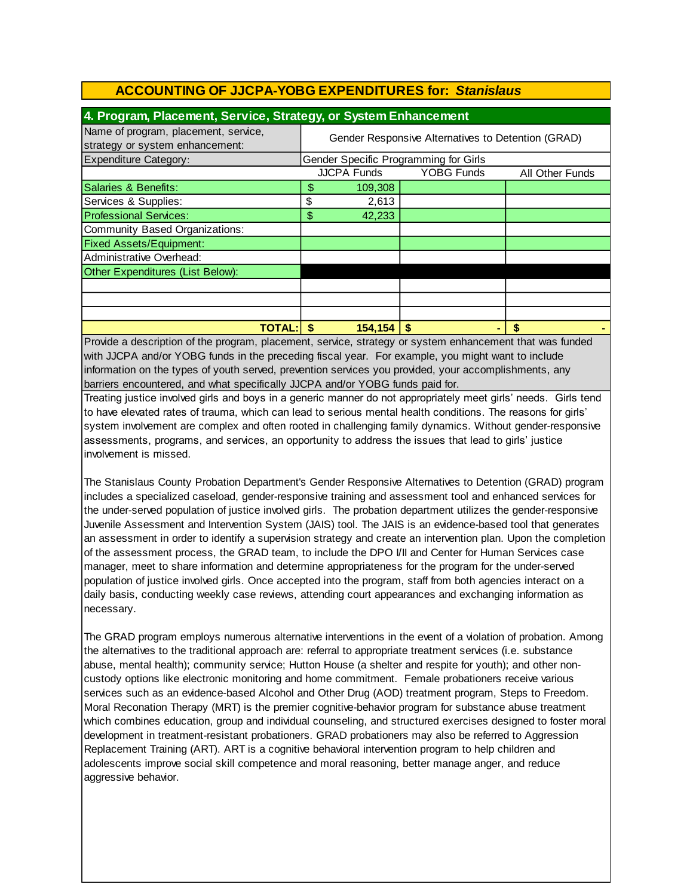## ACCOUNTING OF JJCPA-YOBG EXPENDITURES for: *Stanislaus*

### 4. Program, Placement, Service, Strategy, or System Enhancement

| Name of program, placement, service, strategy or system enhancement: | Gender Responsive Alternatives to Detention (GRAD) | | |
|---|---|---|---|
| Expenditure Category: | Gender Specific Programming for Girls | | |
| | JJCPA Funds | YOBG Funds | All Other Funds |
| Salaries & Benefits: | $ 109,308 | | |
| Services & Supplies: | $ 2,613 | | |
| Professional Services: | $ 42,233 | | |
| Community Based Organizations: | | | |
| Fixed Assets/Equipment: | | | |
| Administrative Overhead: | | | |
| Other Expenditures (List Below): | | | |
| | | | |
| | | | |
| | | | |
| **TOTAL:** | **$ 154,154** | **$ -** | **$ -** |

Provide a description of the program, placement, service, strategy or system enhancement that was funded with JJCPA and/or YOBG funds in the preceding fiscal year. For example, you might want to include information on the types of youth served, prevention services you provided, your accomplishments, any barriers encountered, and what specifically JJCPA and/or YOBG funds paid for.

Treating justice involved girls and boys in a generic manner do not appropriately meet girls' needs. Girls tend to have elevated rates of trauma, which can lead to serious mental health conditions. The reasons for girls' system involvement are complex and often rooted in challenging family dynamics. Without gender-responsive assessments, programs, and services, an opportunity to address the issues that lead to girls' justice involvement is missed.

The Stanislaus County Probation Department's Gender Responsive Alternatives to Detention (GRAD) program includes a specialized caseload, gender-responsive training and assessment tool and enhanced services for the under-served population of justice involved girls. The probation department utilizes the gender-responsive Juvenile Assessment and Intervention System (JAIS) tool. The JAIS is an evidence-based tool that generates an assessment in order to identify a supervision strategy and create an intervention plan. Upon the completion of the assessment process, the GRAD team, to include the DPO I/II and Center for Human Services case manager, meet to share information and determine appropriateness for the program for the under-served population of justice involved girls. Once accepted into the program, staff from both agencies interact on a daily basis, conducting weekly case reviews, attending court appearances and exchanging information as necessary.

The GRAD program employs numerous alternative interventions in the event of a violation of probation. Among the alternatives to the traditional approach are: referral to appropriate treatment services (i.e. substance abuse, mental health); community service; Hutton House (a shelter and respite for youth); and other non-custody options like electronic monitoring and home commitment. Female probationers receive various services such as an evidence-based Alcohol and Other Drug (AOD) treatment program, Steps to Freedom. Moral Reconation Therapy (MRT) is the premier cognitive-behavior program for substance abuse treatment which combines education, group and individual counseling, and structured exercises designed to foster moral development in treatment-resistant probationers. GRAD probationers may also be referred to Aggression Replacement Training (ART). ART is a cognitive behavioral intervention program to help children and adolescents improve social skill competence and moral reasoning, better manage anger, and reduce aggressive behavior.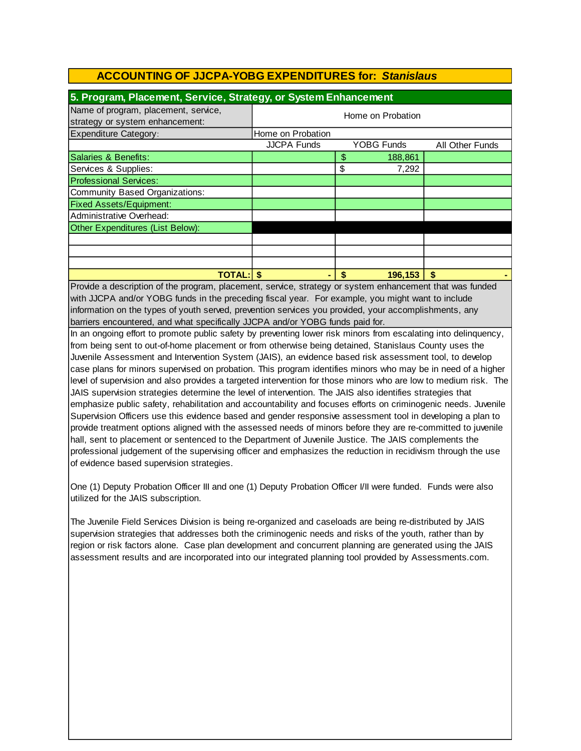## ACCOUNTING OF JJCPA-YOBG EXPENDITURES for: *Stanislaus*

### 5. Program, Placement, Service, Strategy, or System Enhancement

| Name of program, placement, service, strategy or system enhancement: | Home on Probation | | |
|---|---|---|---|
| Expenditure Category: | Home on Probation | | |
| | JJCPA Funds | YOBG Funds | All Other Funds |
| Salaries & Benefits: | | $ 188,861 | |
| Services & Supplies: | | $ 7,292 | |
| Professional Services: | | | |
| Community Based Organizations: | | | |
| Fixed Assets/Equipment: | | | |
| Administrative Overhead: | | | |
| Other Expenditures (List Below): | | | |
| | | | |
| | | | |
| | | | |
| **TOTAL:** | **$ -** | **$ 196,153** | **$ -** |

Provide a description of the program, placement, service, strategy or system enhancement that was funded with JJCPA and/or YOBG funds in the preceding fiscal year. For example, you might want to include information on the types of youth served, prevention services you provided, your accomplishments, any barriers encountered, and what specifically JJCPA and/or YOBG funds paid for.

In an ongoing effort to promote public safety by preventing lower risk minors from escalating into delinquency, from being sent to out-of-home placement or from otherwise being detained, Stanislaus County uses the Juvenile Assessment and Intervention System (JAIS), an evidence based risk assessment tool, to develop case plans for minors supervised on probation. This program identifies minors who may be in need of a higher level of supervision and also provides a targeted intervention for those minors who are low to medium risk. The JAIS supervision strategies determine the level of intervention. The JAIS also identifies strategies that emphasize public safety, rehabilitation and accountability and focuses efforts on criminogenic needs. Juvenile Supervision Officers use this evidence based and gender responsive assessment tool in developing a plan to provide treatment options aligned with the assessed needs of minors before they are re-committed to juvenile hall, sent to placement or sentenced to the Department of Juvenile Justice. The JAIS complements the professional judgement of the supervising officer and emphasizes the reduction in recidivism through the use of evidence based supervision strategies.

One (1) Deputy Probation Officer III and one (1) Deputy Probation Officer I/II were funded. Funds were also utilized for the JAIS subscription.

The Juvenile Field Services Division is being re-organized and caseloads are being re-distributed by JAIS supervision strategies that addresses both the criminogenic needs and risks of the youth, rather than by region or risk factors alone. Case plan development and concurrent planning are generated using the JAIS assessment results and are incorporated into our integrated planning tool provided by Assessments.com.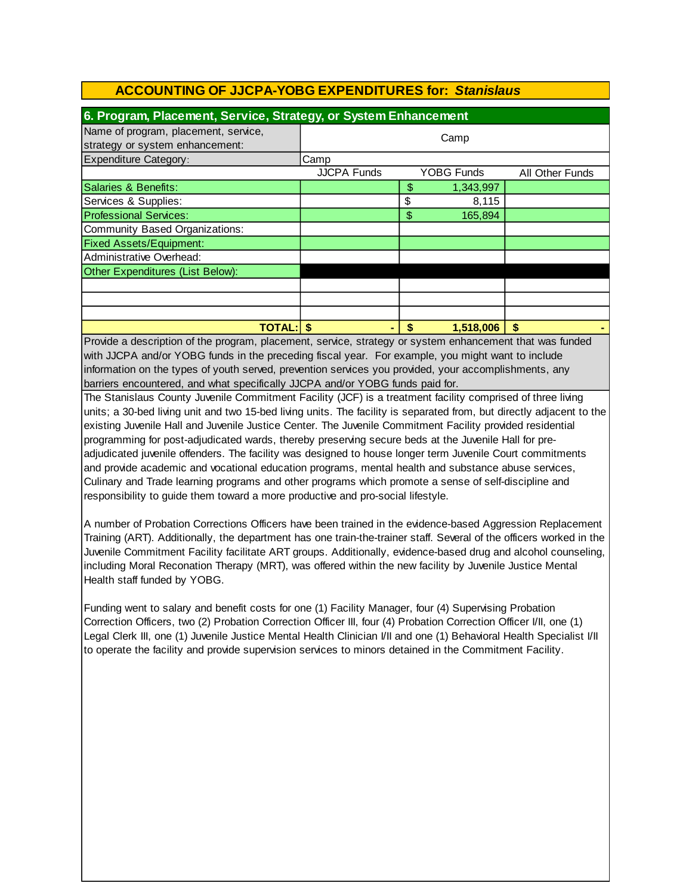# ACCOUNTING OF JJCPA-YOBG EXPENDITURES for: *Stanislaus*

## 6. Program, Placement, Service, Strategy, or System Enhancement

| Name of program, placement, service, strategy or system enhancement: | Camp | | |
|---|---|---|---|
| Expenditure Category: | Camp | | |
| | JJCPA Funds | YOBG Funds | All Other Funds |
| Salaries & Benefits: | | $ 1,343,997 | |
| Services & Supplies: | | $ 8,115 | |
| Professional Services: | | $ 165,894 | |
| Community Based Organizations: | | | |
| Fixed Assets/Equipment: | | | |
| Administrative Overhead: | | | |
| Other Expenditures (List Below): | | | |
| | | | |
| | | | |
| | | | |
| **TOTAL:** | **$ -** | **$ 1,518,006** | **$ -** |

Provide a description of the program, placement, service, strategy or system enhancement that was funded with JJCPA and/or YOBG funds in the preceding fiscal year. For example, you might want to include information on the types of youth served, prevention services you provided, your accomplishments, any barriers encountered, and what specifically JJCPA and/or YOBG funds paid for.

The Stanislaus County Juvenile Commitment Facility (JCF) is a treatment facility comprised of three living units; a 30-bed living unit and two 15-bed living units. The facility is separated from, but directly adjacent to the existing Juvenile Hall and Juvenile Justice Center. The Juvenile Commitment Facility provided residential programming for post-adjudicated wards, thereby preserving secure beds at the Juvenile Hall for pre-adjudicated juvenile offenders. The facility was designed to house longer term Juvenile Court commitments and provide academic and vocational education programs, mental health and substance abuse services, Culinary and Trade learning programs and other programs which promote a sense of self-discipline and responsibility to guide them toward a more productive and pro-social lifestyle.

A number of Probation Corrections Officers have been trained in the evidence-based Aggression Replacement Training (ART). Additionally, the department has one train-the-trainer staff. Several of the officers worked in the Juvenile Commitment Facility facilitate ART groups. Additionally, evidence-based drug and alcohol counseling, including Moral Reconation Therapy (MRT), was offered within the new facility by Juvenile Justice Mental Health staff funded by YOBG.

Funding went to salary and benefit costs for one (1) Facility Manager, four (4) Supervising Probation Correction Officers, two (2) Probation Correction Officer III, four (4) Probation Correction Officer I/II, one (1) Legal Clerk III, one (1) Juvenile Justice Mental Health Clinician I/II and one (1) Behavioral Health Specialist I/II to operate the facility and provide supervision services to minors detained in the Commitment Facility.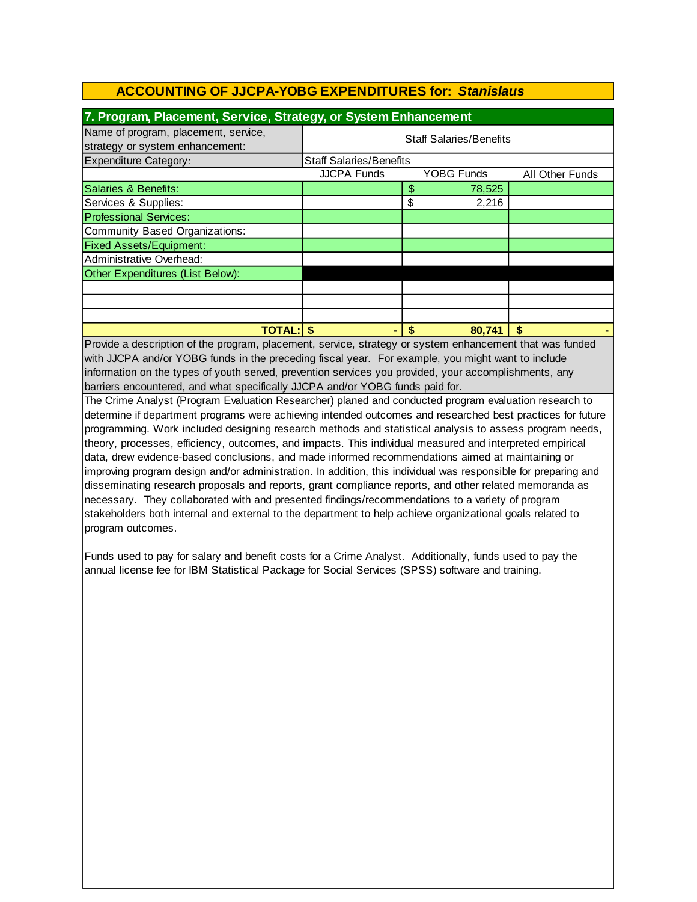## ACCOUNTING OF JJCPA-YOBG EXPENDITURES for: *Stanislaus*

### 7. Program, Placement, Service, Strategy, or System Enhancement

| Name of program, placement, service, strategy or system enhancement: | Staff Salaries/Benefits | | |
|---|---|---|---|
| Expenditure Category: | Staff Salaries/Benefits | | |
| | JJCPA Funds | YOBG Funds | All Other Funds |
| Salaries & Benefits: | | $ 78,525 | |
| Services & Supplies: | | $ 2,216 | |
| Professional Services: | | | |
| Community Based Organizations: | | | |
| Fixed Assets/Equipment: | | | |
| Administrative Overhead: | | | |
| Other Expenditures (List Below): | | | |
| | | | |
| | | | |
| | | | |
| **TOTAL:** | **$ -** | **$ 80,741** | **$ -** |

Provide a description of the program, placement, service, strategy or system enhancement that was funded with JJCPA and/or YOBG funds in the preceding fiscal year. For example, you might want to include information on the types of youth served, prevention services you provided, your accomplishments, any barriers encountered, and what specifically JJCPA and/or YOBG funds paid for.

The Crime Analyst (Program Evaluation Researcher) planed and conducted program evaluation research to determine if department programs were achieving intended outcomes and researched best practices for future programming. Work included designing research methods and statistical analysis to assess program needs, theory, processes, efficiency, outcomes, and impacts. This individual measured and interpreted empirical data, drew evidence-based conclusions, and made informed recommendations aimed at maintaining or improving program design and/or administration. In addition, this individual was responsible for preparing and disseminating research proposals and reports, grant compliance reports, and other related memoranda as necessary. They collaborated with and presented findings/recommendations to a variety of program stakeholders both internal and external to the department to help achieve organizational goals related to program outcomes.

Funds used to pay for salary and benefit costs for a Crime Analyst. Additionally, funds used to pay the annual license fee for IBM Statistical Package for Social Services (SPSS) software and training.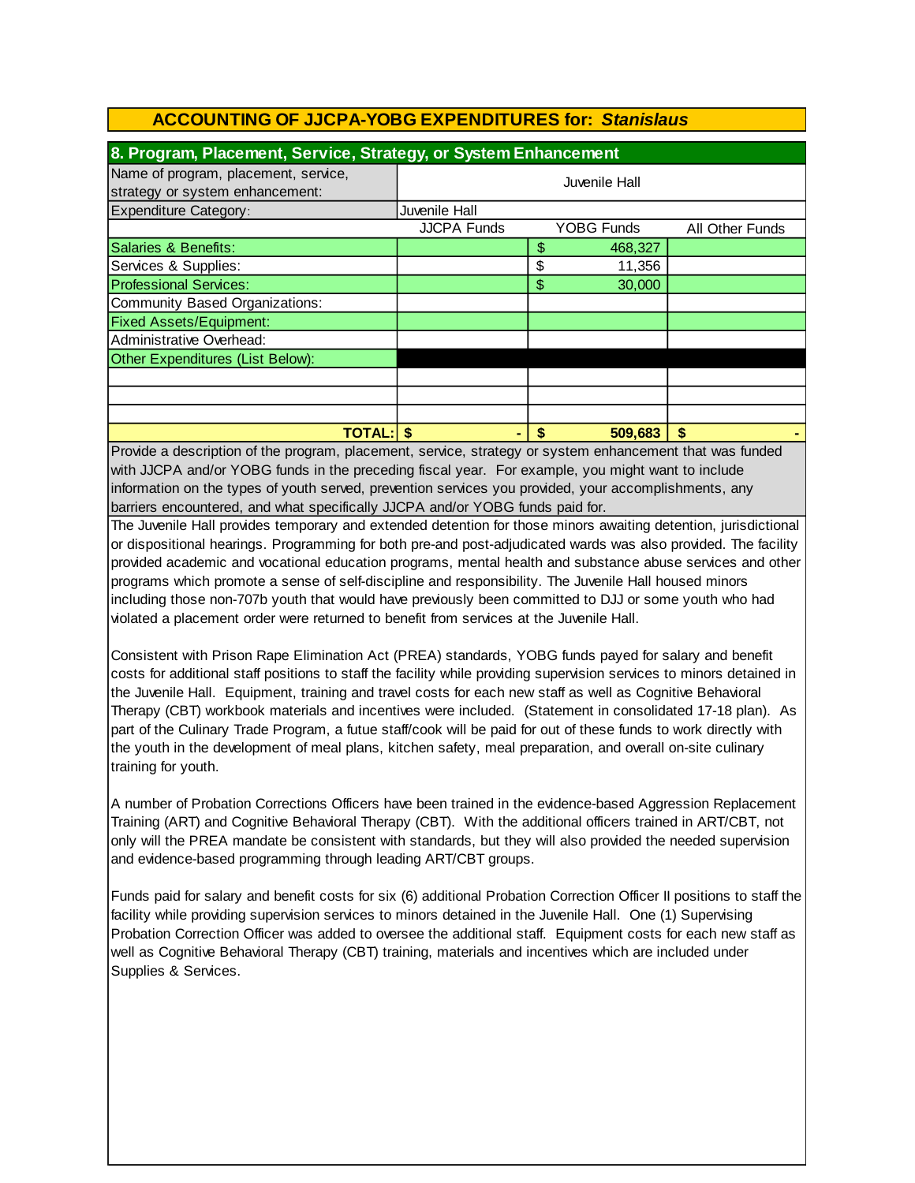## ACCOUNTING OF JJCPA-YOBG EXPENDITURES for: *Stanislaus*

### 8. Program, Placement, Service, Strategy, or System Enhancement

| | | | |
|---|---|---|---|
| Name of program, placement, service, strategy or system enhancement: | Juvenile Hall | | |
| Expenditure Category: | Juvenile Hall | | |
| | JJCPA Funds | YOBG Funds | All Other Funds |
| Salaries & Benefits: | | $ 468,327 | |
| Services & Supplies: | | $ 11,356 | |
| Professional Services: | | $ 30,000 | |
| Community Based Organizations: | | | |
| Fixed Assets/Equipment: | | | |
| Administrative Overhead: | | | |
| Other Expenditures (List Below): | | | |
| | | | |
| | | | |
| | | | |
| **TOTAL:** | **$ -** | **$ 509,683** | **$ -** |

Provide a description of the program, placement, service, strategy or system enhancement that was funded with JJCPA and/or YOBG funds in the preceding fiscal year. For example, you might want to include information on the types of youth served, prevention services you provided, your accomplishments, any barriers encountered, and what specifically JJCPA and/or YOBG funds paid for.

The Juvenile Hall provides temporary and extended detention for those minors awaiting detention, jurisdictional or dispositional hearings. Programming for both pre-and post-adjudicated wards was also provided. The facility provided academic and vocational education programs, mental health and substance abuse services and other programs which promote a sense of self-discipline and responsibility. The Juvenile Hall housed minors including those non-707b youth that would have previously been committed to DJJ or some youth who had violated a placement order were returned to benefit from services at the Juvenile Hall.

Consistent with Prison Rape Elimination Act (PREA) standards, YOBG funds payed for salary and benefit costs for additional staff positions to staff the facility while providing supervision services to minors detained in the Juvenile Hall. Equipment, training and travel costs for each new staff as well as Cognitive Behavioral Therapy (CBT) workbook materials and incentives were included. (Statement in consolidated 17-18 plan). As part of the Culinary Trade Program, a futue staff/cook will be paid for out of these funds to work directly with the youth in the development of meal plans, kitchen safety, meal preparation, and overall on-site culinary training for youth.

A number of Probation Corrections Officers have been trained in the evidence-based Aggression Replacement Training (ART) and Cognitive Behavioral Therapy (CBT). With the additional officers trained in ART/CBT, not only will the PREA mandate be consistent with standards, but they will also provided the needed supervision and evidence-based programming through leading ART/CBT groups.

Funds paid for salary and benefit costs for six (6) additional Probation Correction Officer II positions to staff the facility while providing supervision services to minors detained in the Juvenile Hall. One (1) Supervising Probation Correction Officer was added to oversee the additional staff. Equipment costs for each new staff as well as Cognitive Behavioral Therapy (CBT) training, materials and incentives which are included under Supplies & Services.